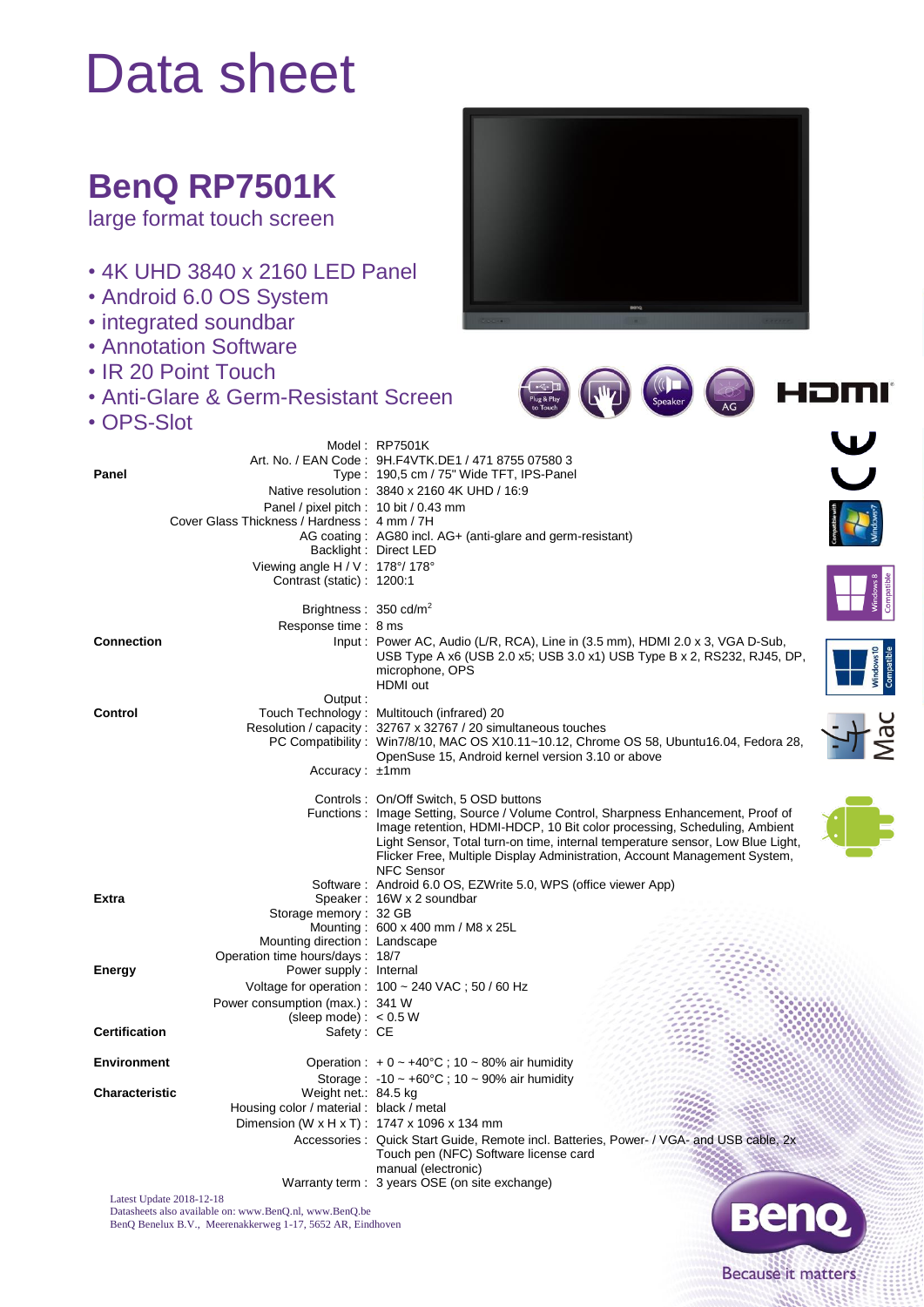# Data sheet

## BenQ RP7501K

large format touch screen

- 4K UHD 3840 x 2160 LED Panel
- Android 6.0 OS System
- integrated soundbar
- Annotation Software
- IR 20 Point Touch
- Anti-Glare & Germ-Resistant Screen
- OPS-Slot

| | | |
|---|---|---|
| | Model : | RP7501K |
| | Art. No. / EAN Code : | 9H.F4VTK.DE1 / 471 8755 07580 3 |
| **Panel** | Type : | 190,5 cm / 75" Wide TFT, IPS-Panel |
| | Native resolution : | 3840 x 2160 4K UHD / 16:9 |
| | Panel / pixel pitch : | 10 bit / 0.43 mm |
| | Cover Glass Thickness / Hardness : | 4 mm / 7H |
| | AG coating : | AG80 incl. AG+ (anti-glare and germ-resistant) |
| | Backlight : | Direct LED |
| | Viewing angle H / V : | 178°/ 178° |
| | Contrast (static) : | 1200:1 |
| | Brightness : | 350 cd/m² |
| | Response time : | 8 ms |
| **Connection** | Input : | Power AC, Audio (L/R, RCA), Line in (3.5 mm), HDMI 2.0 x 3, VGA D-Sub, USB Type A x6 (USB 2.0 x5; USB 3.0 x1) USB Type B x 2, RS232, RJ45, DP, microphone, OPS |
| | Output : | HDMI out |
| **Control** | Touch Technology : | Multitouch (infrared) 20 |
| | Resolution / capacity : | 32767 x 32767 / 20 simultaneous touches |
| | PC Compatibility : | Win7/8/10, MAC OS X10.11~10.12, Chrome OS 58, Ubuntu16.04, Fedora 28, OpenSuse 15, Android kernel version 3.10 or above |
| | Accuracy : | ±1mm |
| | Controls : | On/Off Switch, 5 OSD buttons |
| | Functions : | Image Setting, Source / Volume Control, Sharpness Enhancement, Proof of Image retention, HDMI-HDCP, 10 Bit color processing, Scheduling, Ambient Light Sensor, Total turn-on time, internal temperature sensor, Low Blue Light, Flicker Free, Multiple Display Administration, Account Management System, NFC Sensor |
| | Software : | Android 6.0 OS, EZWrite 5.0, WPS (office viewer App) |
| **Extra** | Speaker : | 16W x 2 soundbar |
| | Storage memory : | 32 GB |
| | Mounting : | 600 x 400 mm / M8 x 25L |
| | Mounting direction : | Landscape |
| | Operation time hours/days : | 18/7 |
| **Energy** | Power supply : | Internal |
| | Voltage for operation : | 100 ~ 240 VAC ; 50 / 60 Hz |
| | Power consumption (max.) : | 341 W |
| | (sleep mode) : | < 0.5 W |
| **Certification** | Safety : | CE |
| **Environment** | Operation : | + 0 ~ +40°C ; 10 ~ 80% air humidity |
| | Storage : | -10 ~ +60°C ; 10 ~ 90% air humidity |
| **Characteristic** | Weight net.: | 84.5 kg |
| | Housing color / material : | black / metal |
| | Dimension (W x H x T) : | 1747 x 1096 x 134 mm |
| | Accessories : | Quick Start Guide, Remote incl. Batteries, Power- / VGA- and USB cable, 2x Touch pen (NFC) Software license card manual (electronic) |
| | Warranty term : | 3 years OSE (on site exchange) |

Latest Update 2018-12-18
Datasheets also available on: www.BenQ.nl, www.BenQ.be
BenQ Benelux B.V., Meerenakkerweg 1-17, 5652 AR, Eindhoven

BenQ
Because it matters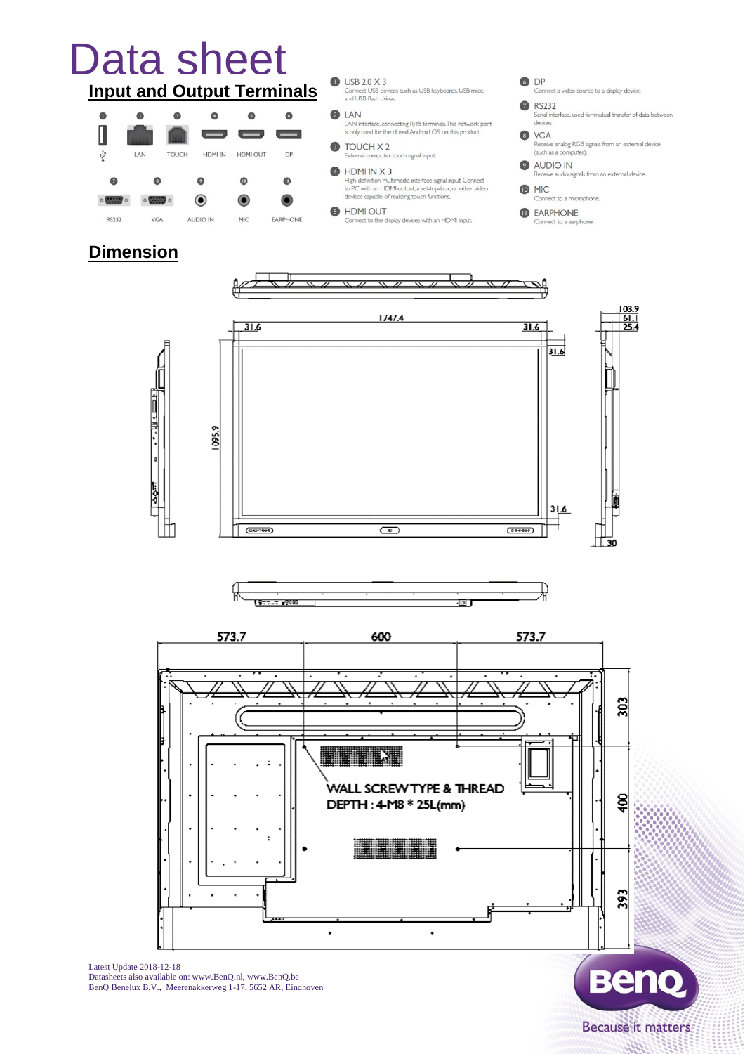# Data sheet

## Input and Output Terminals

1 USB 2.0 X 3
Connect USB devices such as USB keyboards, USB mice, and USB flash drives

2 LAN
LAN interface, connecting RJ45 terminals. This network port is only used for the closed Android OS on this product.

3 TOUCH X 2
External computer touch signal input.

4 HDMI IN X 3
High-definition multimedia interface signal input. Connect to PC with an HDMI output, a set-top-box, or other video devices capable of realizing touch functions.

5 HDMI OUT
Connect to the display devices with an HDMI input.

6 DP
Connect a video source to a display device.

7 RS232
Serial interface, used for mutual transfer of data between devices

8 VGA
Receive analog RGB signals from an external device (such as a computer).

9 AUDIO IN
Receive audio signals from an external device.

10 MIC
Connect to a microphone.

11 EARPHONE
Connect to a earphone.

LAN
TOUCH
HDMI IN
HDMI OUT
DP
RS232
VGA
AUDIO IN
MIC
EARPHONE

## Dimension

1747.4
31.6
31.6
31.6
31.6
1095.9
103.9
61.1
25.4
30

573.7
600
573.7
303
400
393

WALL SCREW TYPE & THREAD DEPTH : 4-M8 * 25L(mm)

Latest Update 2018-12-18
Datasheets also available on: www.BenQ.nl, www.BenQ.be
BenQ Benelux B.V., Meerenakkerweg 1-17, 5652 AR, Eindhoven

BenQ
Because it matters